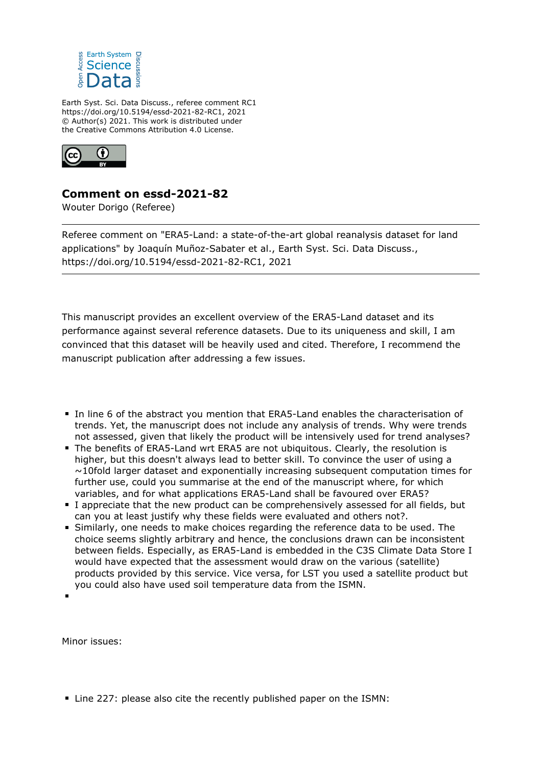Earth Syst. Sci. Data Discuss., referee comment RC1
https://doi.org/10.5194/essd-2021-82-RC1, 2021
© Author(s) 2021. This work is distributed under
the Creative Commons Attribution 4.0 License.

# Comment on essd-2021-82

Wouter Dorigo (Referee)

---

Referee comment on "ERA5-Land: a state-of-the-art global reanalysis dataset for land applications" by Joaquín Muñoz-Sabater et al., Earth Syst. Sci. Data Discuss., https://doi.org/10.5194/essd-2021-82-RC1, 2021

---

This manuscript provides an excellent overview of the ERA5-Land dataset and its performance against several reference datasets. Due to its uniqueness and skill, I am convinced that this dataset will be heavily used and cited. Therefore, I recommend the manuscript publication after addressing a few issues.

- In line 6 of the abstract you mention that ERA5-Land enables the characterisation of trends. Yet, the manuscript does not include any analysis of trends. Why were trends not assessed, given that likely the product will be intensively used for trend analyses?
- The benefits of ERA5-Land wrt ERA5 are not ubiquitous. Clearly, the resolution is higher, but this doesn't always lead to better skill. To convince the user of using a ~10fold larger dataset and exponentially increasing subsequent computation times for further use, could you summarise at the end of the manuscript where, for which variables, and for what applications ERA5-Land shall be favoured over ERA5?
- I appreciate that the new product can be comprehensively assessed for all fields, but can you at least justify why these fields were evaluated and others not?.
- Similarly, one needs to make choices regarding the reference data to be used. The choice seems slightly arbitrary and hence, the conclusions drawn can be inconsistent between fields. Especially, as ERA5-Land is embedded in the C3S Climate Data Store I would have expected that the assessment would draw on the various (satellite) products provided by this service. Vice versa, for LST you used a satellite product but you could also have used soil temperature data from the ISMN.
- 

Minor issues:

- Line 227: please also cite the recently published paper on the ISMN: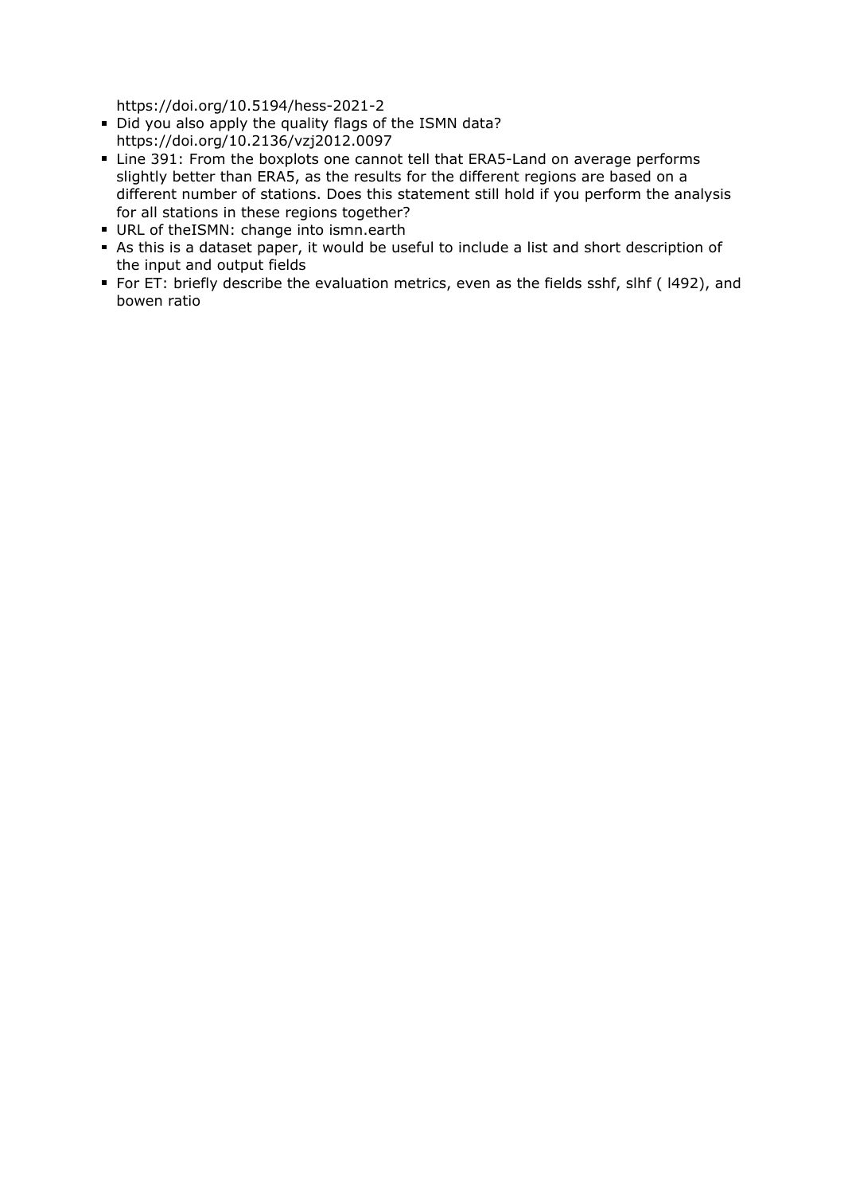https://doi.org/10.5194/hess-2021-2

- Did you also apply the quality flags of the ISMN data? https://doi.org/10.2136/vzj2012.0097
- Line 391: From the boxplots one cannot tell that ERA5-Land on average performs slightly better than ERA5, as the results for the different regions are based on a different number of stations. Does this statement still hold if you perform the analysis for all stations in these regions together?
- URL of theISMN: change into ismn.earth
- As this is a dataset paper, it would be useful to include a list and short description of the input and output fields
- For ET: briefly describe the evaluation metrics, even as the fields sshf, slhf ( l492), and bowen ratio